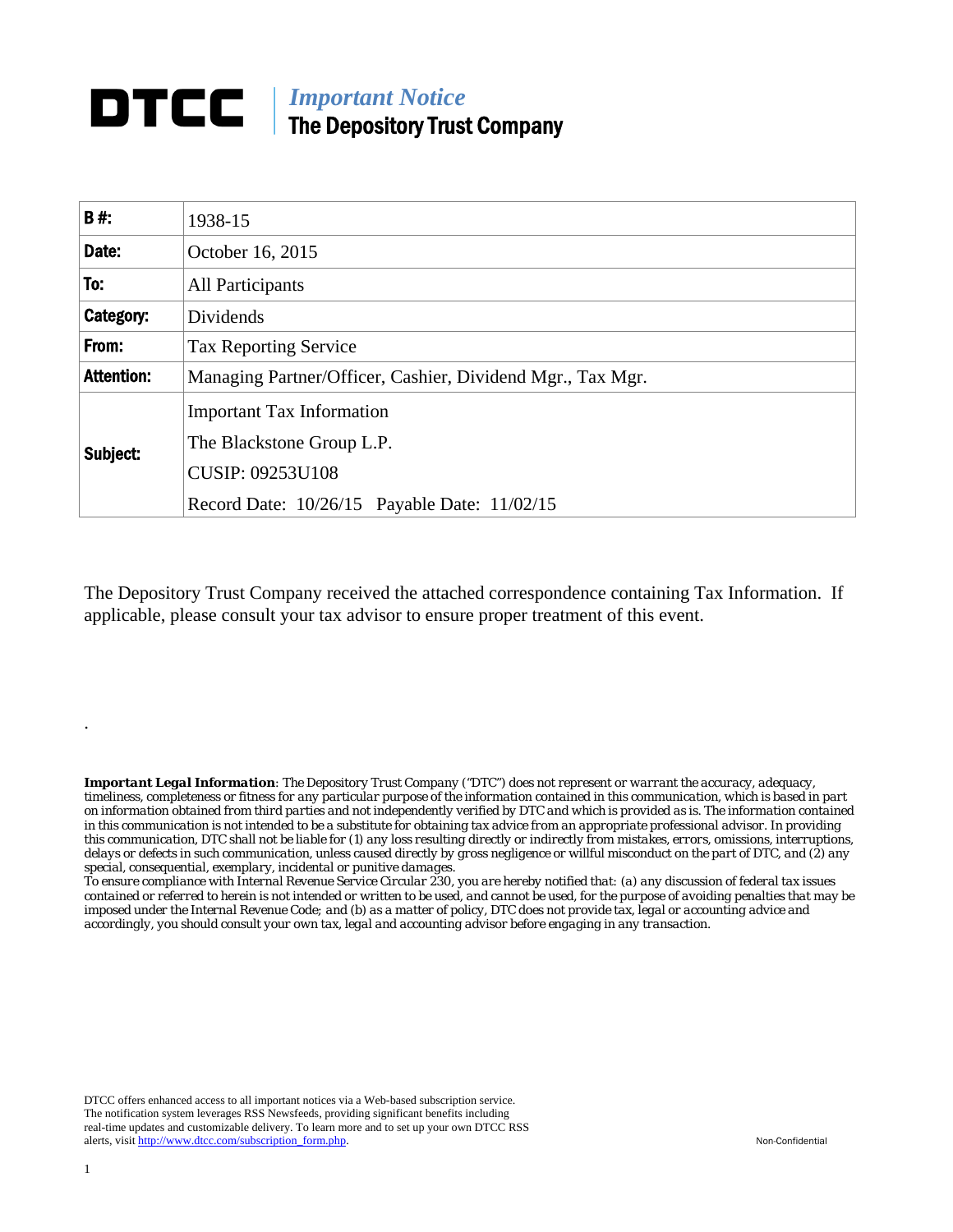# DTCC | *Important Notice*
## The Depository Trust Company

| | |
|---|---|
| **B #:** | 1938-15 |
| **Date:** | October 16, 2015 |
| **To:** | All Participants |
| **Category:** | Dividends |
| **From:** | Tax Reporting Service |
| **Attention:** | Managing Partner/Officer, Cashier, Dividend Mgr., Tax Mgr. |
| **Subject:** | Important Tax Information<br>The Blackstone Group L.P.<br>CUSIP: 09253U108<br>Record Date: 10/26/15 Payable Date: 11/02/15 |

The Depository Trust Company received the attached correspondence containing Tax Information. If applicable, please consult your tax advisor to ensure proper treatment of this event.

.

***Important Legal Information**: The Depository Trust Company ("DTC") does not represent or warrant the accuracy, adequacy, timeliness, completeness or fitness for any particular purpose of the information contained in this communication, which is based in part on information obtained from third parties and not independently verified by DTC and which is provided as is. The information contained in this communication is not intended to be a substitute for obtaining tax advice from an appropriate professional advisor. In providing this communication, DTC shall not be liable for (1) any loss resulting directly or indirectly from mistakes, errors, omissions, interruptions, delays or defects in such communication, unless caused directly by gross negligence or willful misconduct on the part of DTC, and (2) any special, consequential, exemplary, incidental or punitive damages.*
*To ensure compliance with Internal Revenue Service Circular 230, you are hereby notified that: (a) any discussion of federal tax issues contained or referred to herein is not intended or written to be used, and cannot be used, for the purpose of avoiding penalties that may be imposed under the Internal Revenue Code; and (b) as a matter of policy, DTC does not provide tax, legal or accounting advice and accordingly, you should consult your own tax, legal and accounting advisor before engaging in any transaction.*

DTCC offers enhanced access to all important notices via a Web-based subscription service. The notification system leverages RSS Newsfeeds, providing significant benefits including real-time updates and customizable delivery. To learn more and to set up your own DTCC RSS alerts, visit [http://www.dtcc.com/subscription_form.php](http://www.dtcc.com/subscription_form.php).

Non-Confidential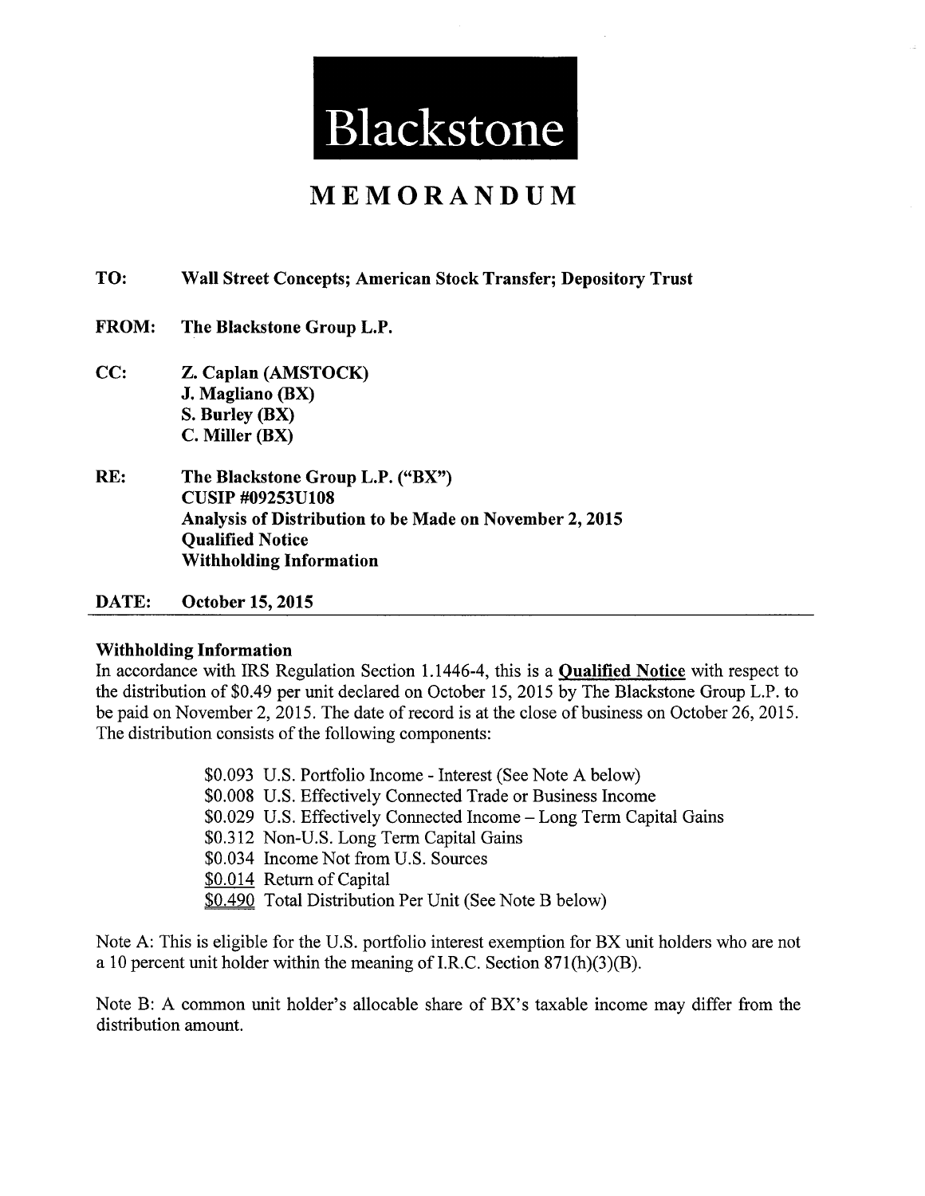# Blackstone

# MEMORANDUM

**TO:** **Wall Street Concepts; American Stock Transfer; Depository Trust**

**FROM:** **The Blackstone Group L.P.**

**CC:** **Z. Caplan (AMSTOCK)**
**J. Magliano (BX)**
**S. Burley (BX)**
**C. Miller (BX)**

**RE:** **The Blackstone Group L.P. ("BX")**
**CUSIP #09253U108**
**Analysis of Distribution to be Made on November 2, 2015**
**Qualified Notice**
**Withholding Information**

**DATE:** **October 15, 2015**

---

**Withholding Information**

In accordance with IRS Regulation Section 1.1446-4, this is a **Qualified Notice** with respect to the distribution of $0.49 per unit declared on October 15, 2015 by The Blackstone Group L.P. to be paid on November 2, 2015. The date of record is at the close of business on October 26, 2015. The distribution consists of the following components:

| | |
|---|---|
| $0.093 | U.S. Portfolio Income - Interest (See Note A below) |
| $0.008 | U.S. Effectively Connected Trade or Business Income |
| $0.029 | U.S. Effectively Connected Income – Long Term Capital Gains |
| $0.312 | Non-U.S. Long Term Capital Gains |
| $0.034 | Income Not from U.S. Sources |
| $0.014 | Return of Capital |
| $0.490 | Total Distribution Per Unit (See Note B below) |

Note A: This is eligible for the U.S. portfolio interest exemption for BX unit holders who are not a 10 percent unit holder within the meaning of I.R.C. Section 871(h)(3)(B).

Note B: A common unit holder's allocable share of BX's taxable income may differ from the distribution amount.